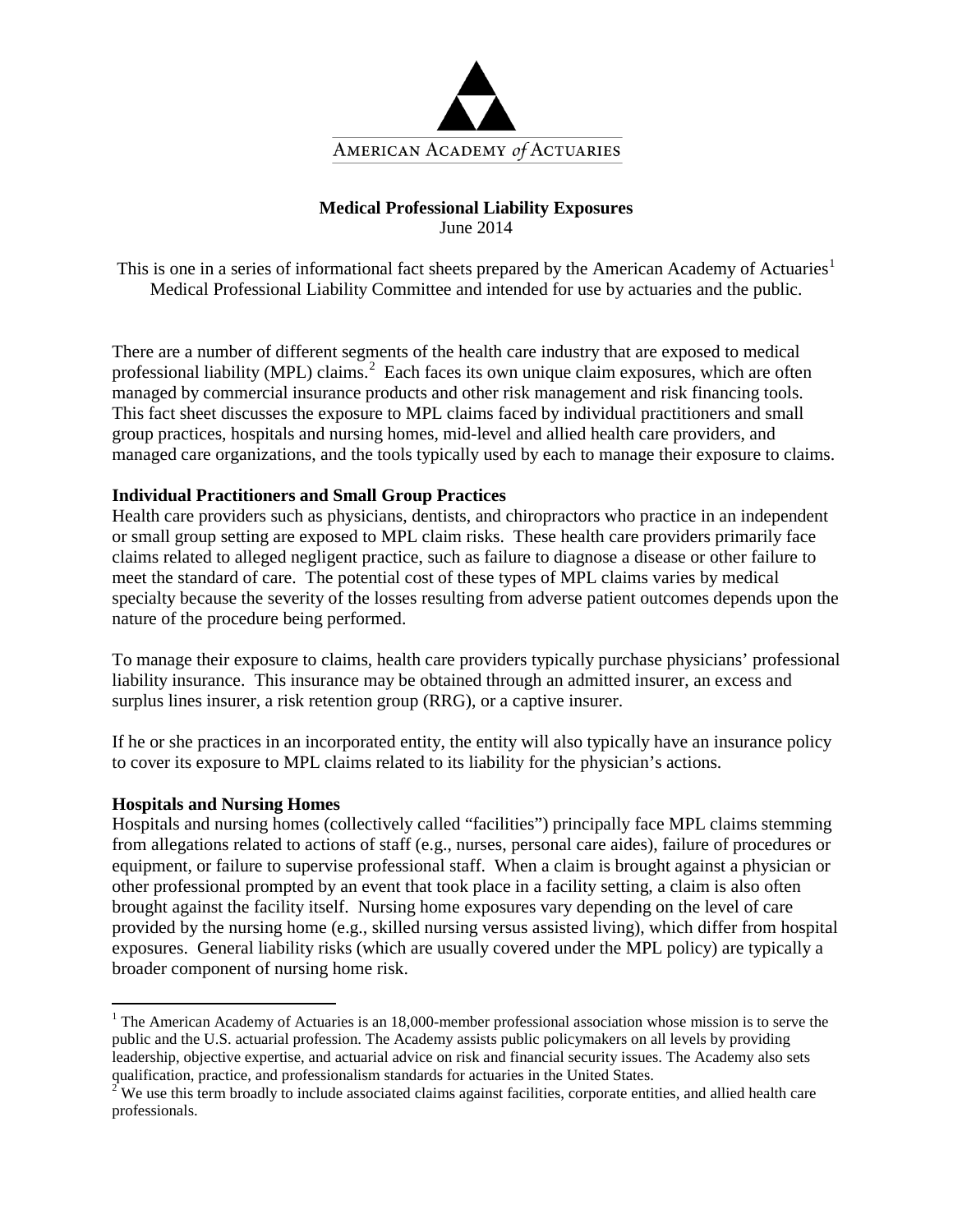AMERICAN ACADEMY *of* ACTUARIES

# Medical Professional Liability Exposures

June 2014

This is one in a series of informational fact sheets prepared by the American Academy of Actuaries[1] Medical Professional Liability Committee and intended for use by actuaries and the public.

There are a number of different segments of the health care industry that are exposed to medical professional liability (MPL) claims.[2] Each faces its own unique claim exposures, which are often managed by commercial insurance products and other risk management and risk financing tools. This fact sheet discusses the exposure to MPL claims faced by individual practitioners and small group practices, hospitals and nursing homes, mid-level and allied health care providers, and managed care organizations, and the tools typically used by each to manage their exposure to claims.

## Individual Practitioners and Small Group Practices

Health care providers such as physicians, dentists, and chiropractors who practice in an independent or small group setting are exposed to MPL claim risks. These health care providers primarily face claims related to alleged negligent practice, such as failure to diagnose a disease or other failure to meet the standard of care. The potential cost of these types of MPL claims varies by medical specialty because the severity of the losses resulting from adverse patient outcomes depends upon the nature of the procedure being performed.

To manage their exposure to claims, health care providers typically purchase physicians' professional liability insurance. This insurance may be obtained through an admitted insurer, an excess and surplus lines insurer, a risk retention group (RRG), or a captive insurer.

If he or she practices in an incorporated entity, the entity will also typically have an insurance policy to cover its exposure to MPL claims related to its liability for the physician's actions.

## Hospitals and Nursing Homes

Hospitals and nursing homes (collectively called "facilities") principally face MPL claims stemming from allegations related to actions of staff (e.g., nurses, personal care aides), failure of procedures or equipment, or failure to supervise professional staff. When a claim is brought against a physician or other professional prompted by an event that took place in a facility setting, a claim is also often brought against the facility itself. Nursing home exposures vary depending on the level of care provided by the nursing home (e.g., skilled nursing versus assisted living), which differ from hospital exposures. General liability risks (which are usually covered under the MPL policy) are typically a broader component of nursing home risk.

---

[1] The American Academy of Actuaries is an 18,000-member professional association whose mission is to serve the public and the U.S. actuarial profession. The Academy assists public policymakers on all levels by providing leadership, objective expertise, and actuarial advice on risk and financial security issues. The Academy also sets qualification, practice, and professionalism standards for actuaries in the United States.

[2] We use this term broadly to include associated claims against facilities, corporate entities, and allied health care professionals.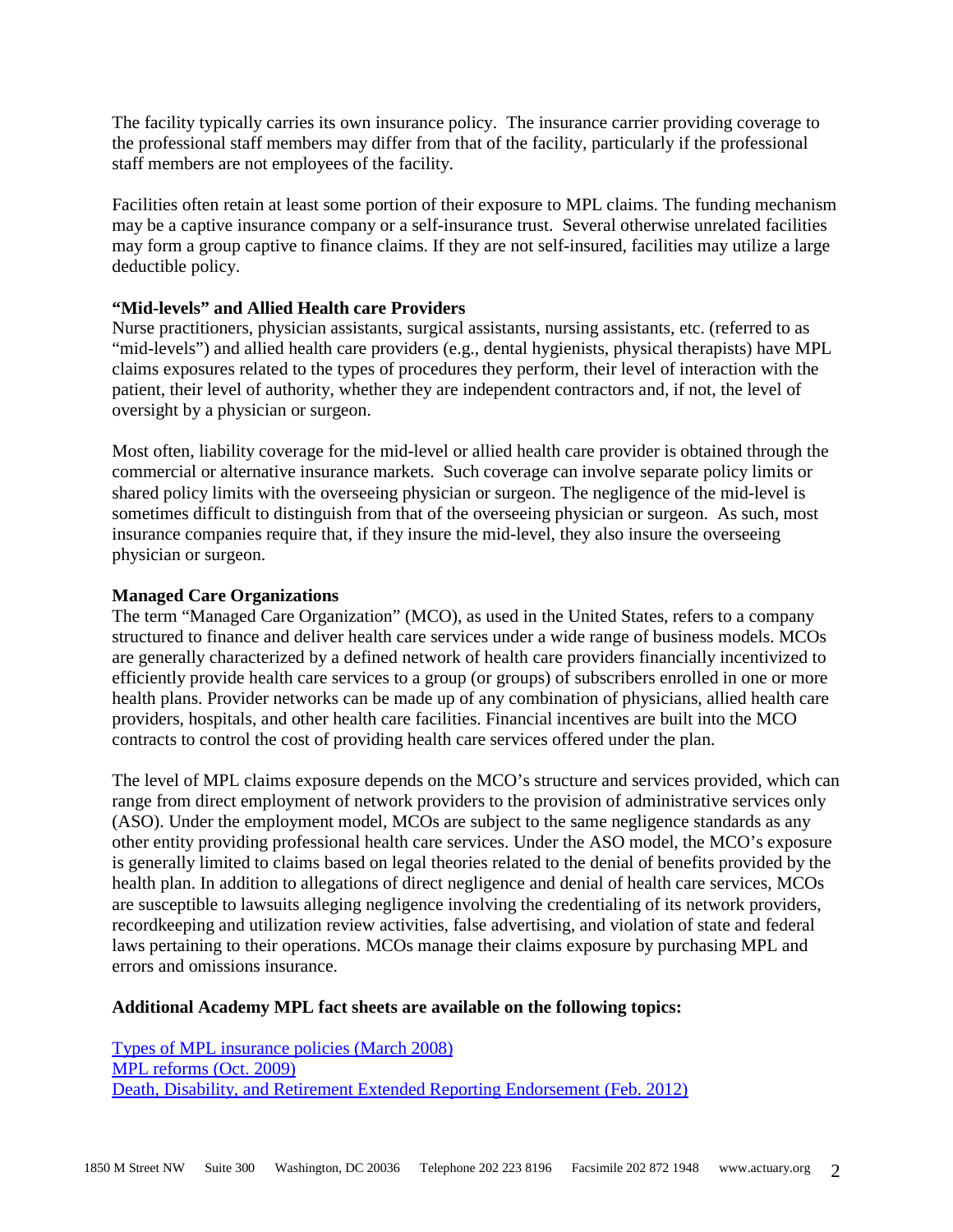The facility typically carries its own insurance policy. The insurance carrier providing coverage to the professional staff members may differ from that of the facility, particularly if the professional staff members are not employees of the facility.

Facilities often retain at least some portion of their exposure to MPL claims. The funding mechanism may be a captive insurance company or a self-insurance trust. Several otherwise unrelated facilities may form a group captive to finance claims. If they are not self-insured, facilities may utilize a large deductible policy.

### "Mid-levels" and Allied Health care Providers

Nurse practitioners, physician assistants, surgical assistants, nursing assistants, etc. (referred to as "mid-levels") and allied health care providers (e.g., dental hygienists, physical therapists) have MPL claims exposures related to the types of procedures they perform, their level of interaction with the patient, their level of authority, whether they are independent contractors and, if not, the level of oversight by a physician or surgeon.

Most often, liability coverage for the mid-level or allied health care provider is obtained through the commercial or alternative insurance markets. Such coverage can involve separate policy limits or shared policy limits with the overseeing physician or surgeon. The negligence of the mid-level is sometimes difficult to distinguish from that of the overseeing physician or surgeon. As such, most insurance companies require that, if they insure the mid-level, they also insure the overseeing physician or surgeon.

### Managed Care Organizations

The term "Managed Care Organization" (MCO), as used in the United States, refers to a company structured to finance and deliver health care services under a wide range of business models. MCOs are generally characterized by a defined network of health care providers financially incentivized to efficiently provide health care services to a group (or groups) of subscribers enrolled in one or more health plans. Provider networks can be made up of any combination of physicians, allied health care providers, hospitals, and other health care facilities. Financial incentives are built into the MCO contracts to control the cost of providing health care services offered under the plan.

The level of MPL claims exposure depends on the MCO's structure and services provided, which can range from direct employment of network providers to the provision of administrative services only (ASO). Under the employment model, MCOs are subject to the same negligence standards as any other entity providing professional health care services. Under the ASO model, the MCO's exposure is generally limited to claims based on legal theories related to the denial of benefits provided by the health plan. In addition to allegations of direct negligence and denial of health care services, MCOs are susceptible to lawsuits alleging negligence involving the credentialing of its network providers, recordkeeping and utilization review activities, false advertising, and violation of state and federal laws pertaining to their operations. MCOs manage their claims exposure by purchasing MPL and errors and omissions insurance.

**Additional Academy MPL fact sheets are available on the following topics:**

Types of MPL insurance policies (March 2008)
MPL reforms (Oct. 2009)
Death, Disability, and Retirement Extended Reporting Endorsement (Feb. 2012)

1850 M Street NW Suite 300 Washington, DC 20036 Telephone 202 223 8196 Facsimile 202 872 1948 www.actuary.org